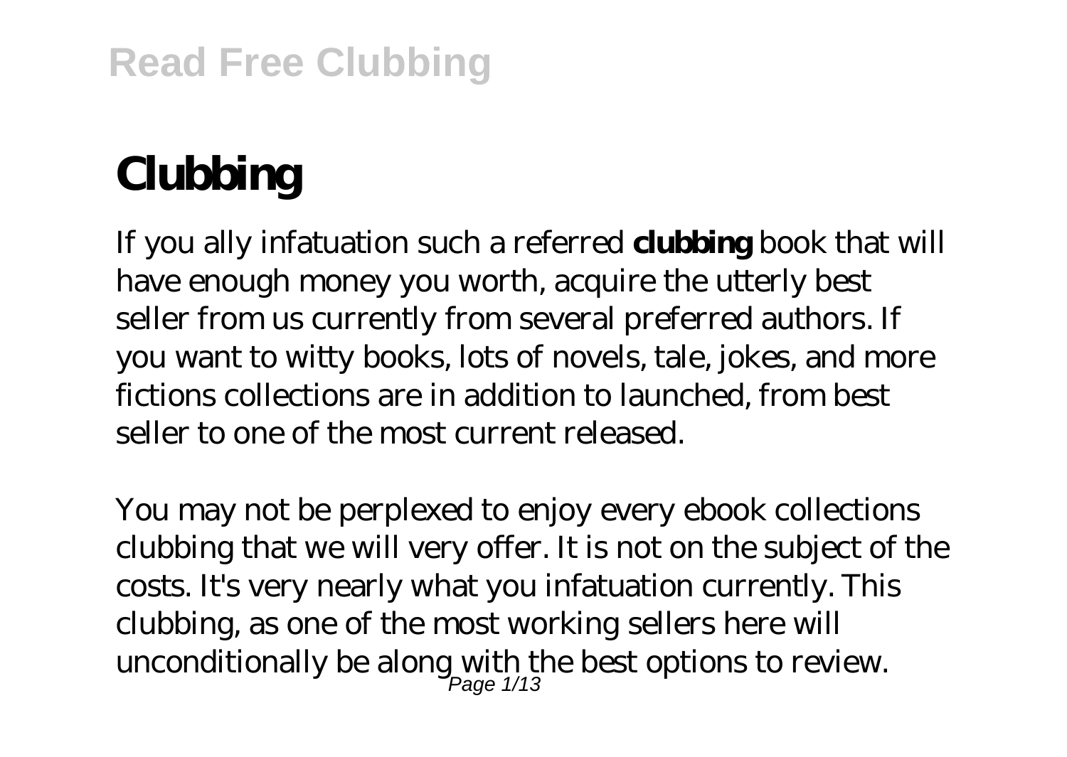# Clubbing

If you ally infatuation such a referred **clubbing** book that will have enough money you worth, acquire the utterly best seller from us currently from several preferred authors. If you want to witty books, lots of novels, tale, jokes, and more fictions collections are in addition to launched, from best seller to one of the most current released.

You may not be perplexed to enjoy every ebook collections clubbing that we will very offer. It is not on the subject of the costs. It's very nearly what you infatuation currently. This clubbing, as one of the most working sellers here will unconditionally be along with the best options to review.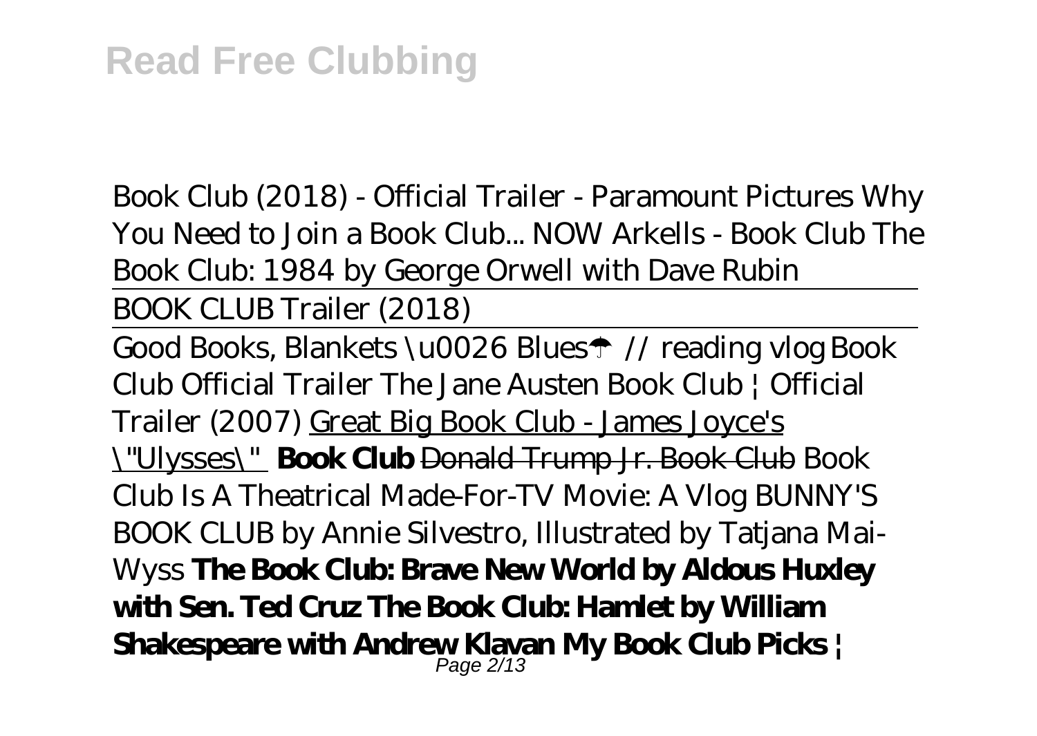*Book Club (2018) - Official Trailer - Paramount Pictures Why You Need to Join a Book Club... NOW Arkells - Book Club The Book Club: 1984 by George Orwell with Dave Rubin*

BOOK CLUB Trailer (2018)

Good Books, Blankets \u0026 Blues☂ // reading vlog *Book Club Official Trailer The Jane Austen Book Club | Official Trailer (2007)* Great Big Book Club - James Joyce's \"Ulysses\" **Book Club** ~~Donald Trump Jr. Book Club~~ *Book Club Is A Theatrical Made-For-TV Movie: A Vlog BUNNY'S BOOK CLUB by Annie Silvestro, Illustrated by Tatjana Mai-Wyss* **The Book Club: Brave New World by Aldous Huxley with Sen. Ted Cruz The Book Club: Hamlet by William Shakespeare with Andrew Klavan My Book Club Picks |**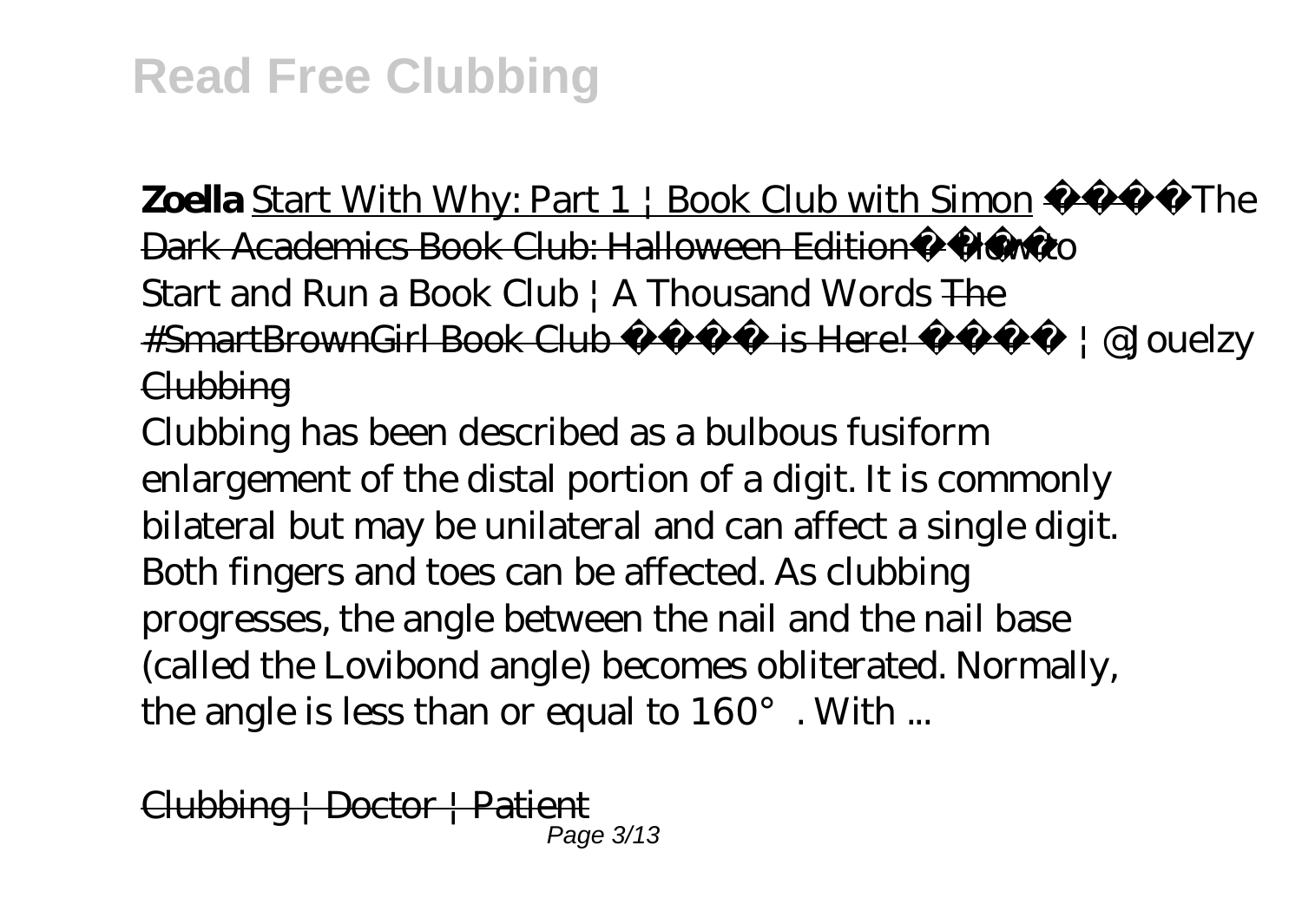**Zoella** Start With Why: Part 1 | Book Club with Simon ~~The Dark Academics Book Club: Halloween Edition~~ *How to Start and Run a Book Club | A Thousand Words* ~~The #SmartBrownGirl Book Club is Here!~~ | @Jouelzy ~~Clubbing~~

Clubbing has been described as a bulbous fusiform enlargement of the distal portion of a digit. It is commonly bilateral but may be unilateral and can affect a single digit. Both fingers and toes can be affected. As clubbing progresses, the angle between the nail and the nail base (called the Lovibond angle) becomes obliterated. Normally, the angle is less than or equal to 160°. With ...

~~Clubbing | Doctor | Patient~~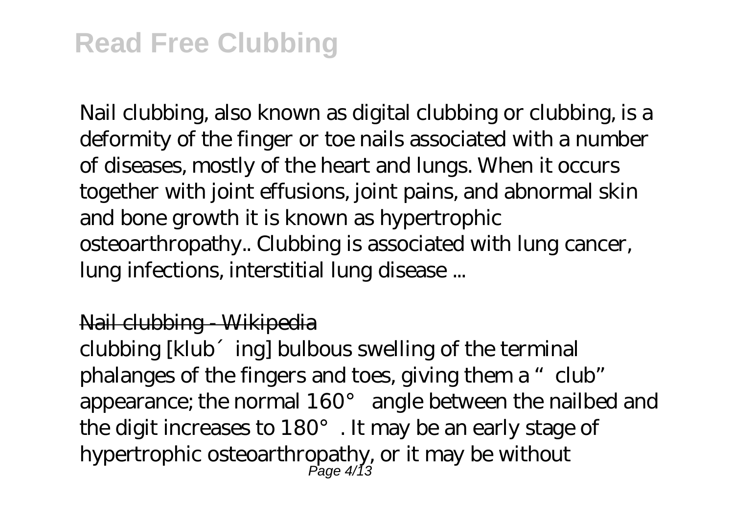Nail clubbing, also known as digital clubbing or clubbing, is a deformity of the finger or toe nails associated with a number of diseases, mostly of the heart and lungs. When it occurs together with joint effusions, joint pains, and abnormal skin and bone growth it is known as hypertrophic osteoarthropathy.. Clubbing is associated with lung cancer, lung infections, interstitial lung disease ...

Nail clubbing - Wikipedia

clubbing [klub´ing] bulbous swelling of the terminal phalanges of the fingers and toes, giving them a "club" appearance; the normal 160° angle between the nailbed and the digit increases to 180°. It may be an early stage of hypertrophic osteoarthropathy, or it may be without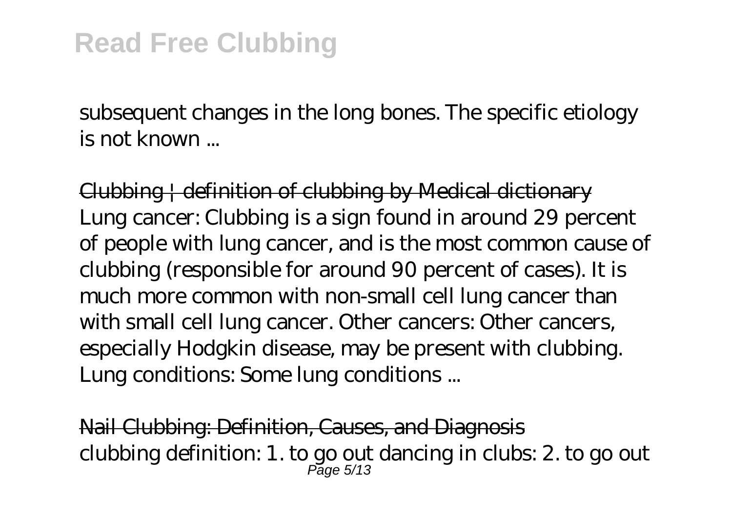subsequent changes in the long bones. The specific etiology is not known ...

Clubbing | definition of clubbing by Medical dictionary
Lung cancer: Clubbing is a sign found in around 29 percent of people with lung cancer, and is the most common cause of clubbing (responsible for around 90 percent of cases). It is much more common with non-small cell lung cancer than with small cell lung cancer. Other cancers: Other cancers, especially Hodgkin disease, may be present with clubbing. Lung conditions: Some lung conditions ...

Nail Clubbing: Definition, Causes, and Diagnosis
clubbing definition: 1. to go out dancing in clubs: 2. to go out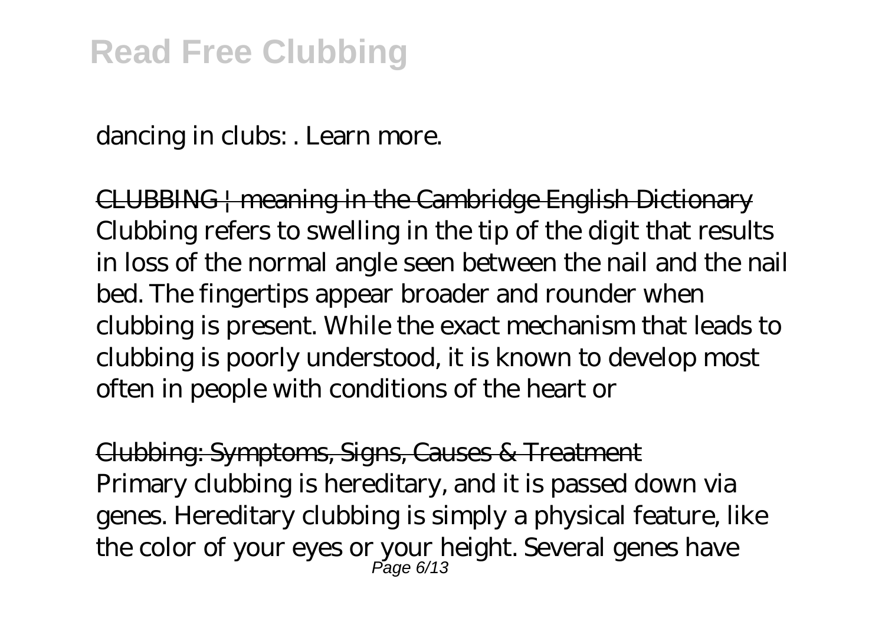dancing in clubs: . Learn more.

CLUBBING | meaning in the Cambridge English Dictionary
Clubbing refers to swelling in the tip of the digit that results in loss of the normal angle seen between the nail and the nail bed. The fingertips appear broader and rounder when clubbing is present. While the exact mechanism that leads to clubbing is poorly understood, it is known to develop most often in people with conditions of the heart or

Clubbing: Symptoms, Signs, Causes & Treatment
Primary clubbing is hereditary, and it is passed down via genes. Hereditary clubbing is simply a physical feature, like the color of your eyes or your height. Several genes have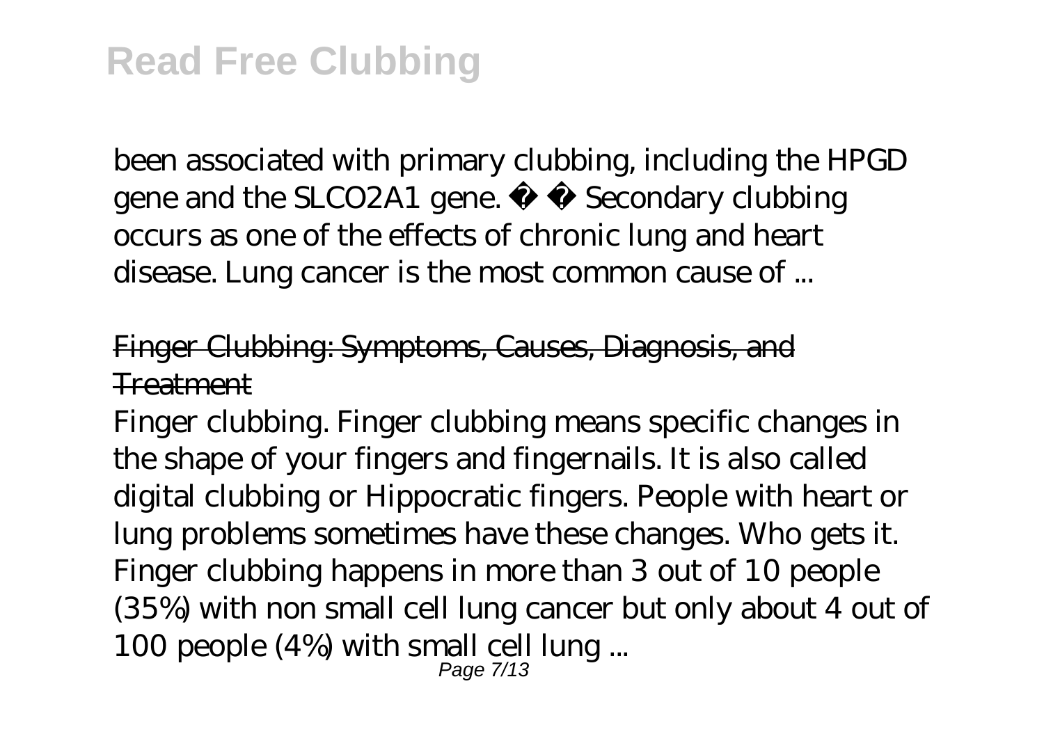been associated with primary clubbing, including the HPGD gene and the SLCO2A1 gene. � � Secondary clubbing occurs as one of the effects of chronic lung and heart disease. Lung cancer is the most common cause of ...

## Finger Clubbing: Symptoms, Causes, Diagnosis, and Treatment

Finger clubbing. Finger clubbing means specific changes in the shape of your fingers and fingernails. It is also called digital clubbing or Hippocratic fingers. People with heart or lung problems sometimes have these changes. Who gets it. Finger clubbing happens in more than 3 out of 10 people (35%) with non small cell lung cancer but only about 4 out of 100 people (4%) with small cell lung ...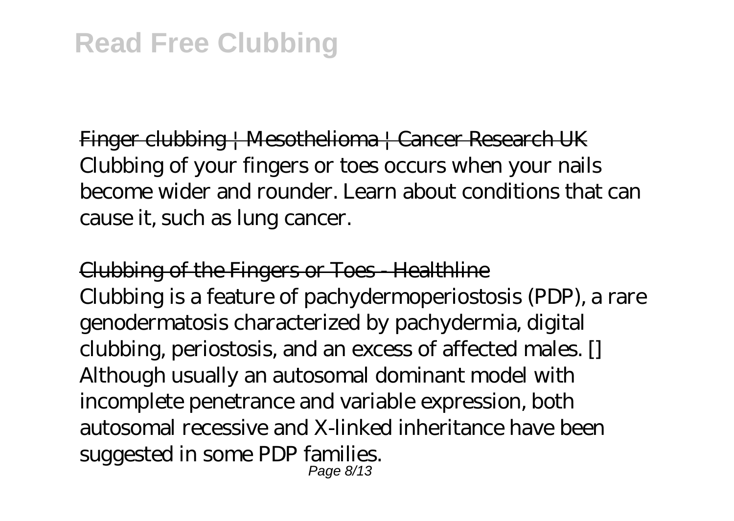Finger clubbing | Mesothelioma | Cancer Research UK
Clubbing of your fingers or toes occurs when your nails become wider and rounder. Learn about conditions that can cause it, such as lung cancer.

Clubbing of the Fingers or Toes - Healthline
Clubbing is a feature of pachydermoperiostosis (PDP), a rare genodermatosis characterized by pachydermia, digital clubbing, periostosis, and an excess of affected males. [] Although usually an autosomal dominant model with incomplete penetrance and variable expression, both autosomal recessive and X-linked inheritance have been suggested in some PDP families.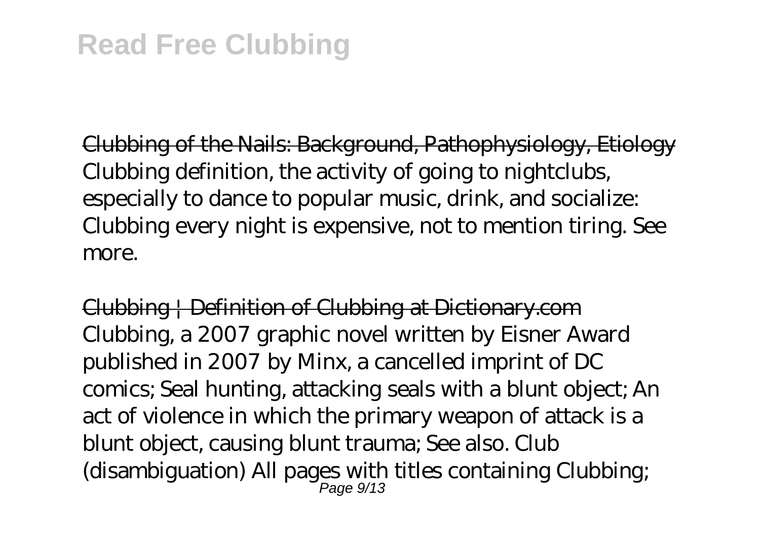Clubbing of the Nails: Background, Pathophysiology, Etiology
Clubbing definition, the activity of going to nightclubs, especially to dance to popular music, drink, and socialize: Clubbing every night is expensive, not to mention tiring. See more.

Clubbing | Definition of Clubbing at Dictionary.com
Clubbing, a 2007 graphic novel written by Eisner Award published in 2007 by Minx, a cancelled imprint of DC comics; Seal hunting, attacking seals with a blunt object; An act of violence in which the primary weapon of attack is a blunt object, causing blunt trauma; See also. Club (disambiguation) All pages with titles containing Clubbing;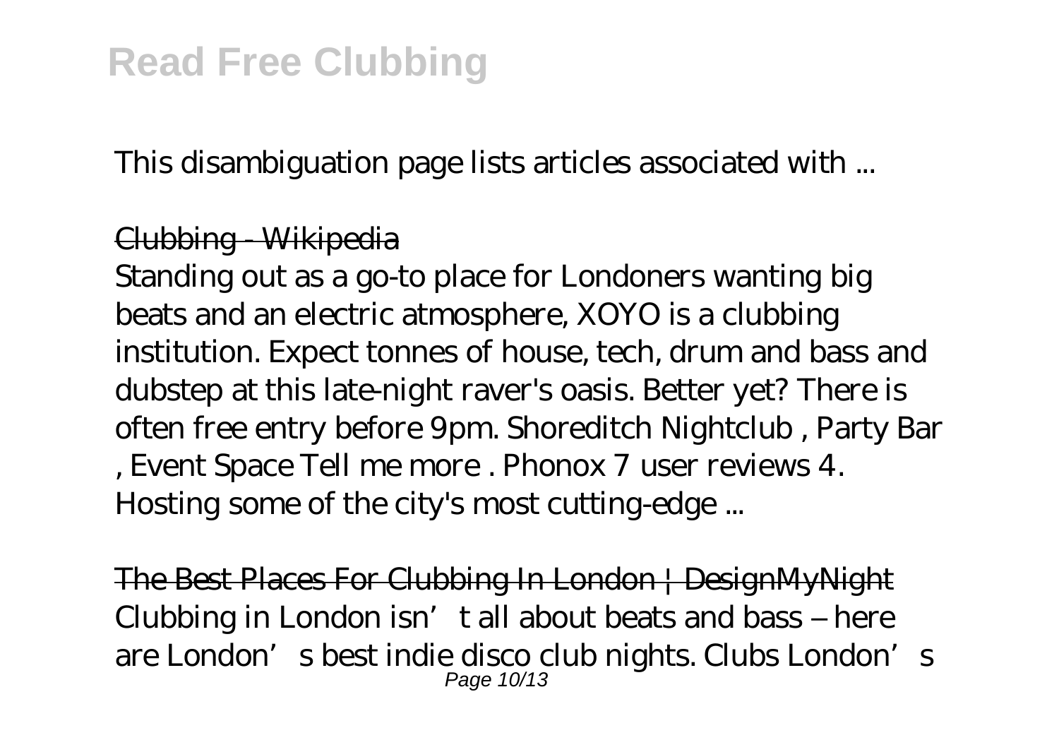This disambiguation page lists articles associated with ...

Clubbing - Wikipedia

Standing out as a go-to place for Londoners wanting big beats and an electric atmosphere, XOYO is a clubbing institution. Expect tonnes of house, tech, drum and bass and dubstep at this late-night raver's oasis. Better yet? There is often free entry before 9pm. Shoreditch Nightclub , Party Bar , Event Space Tell me more . Phonox 7 user reviews 4. Hosting some of the city's most cutting-edge ...

The Best Places For Clubbing In London | DesignMyNight

Clubbing in London isn't all about beats and bass – here are London's best indie disco club nights. Clubs London's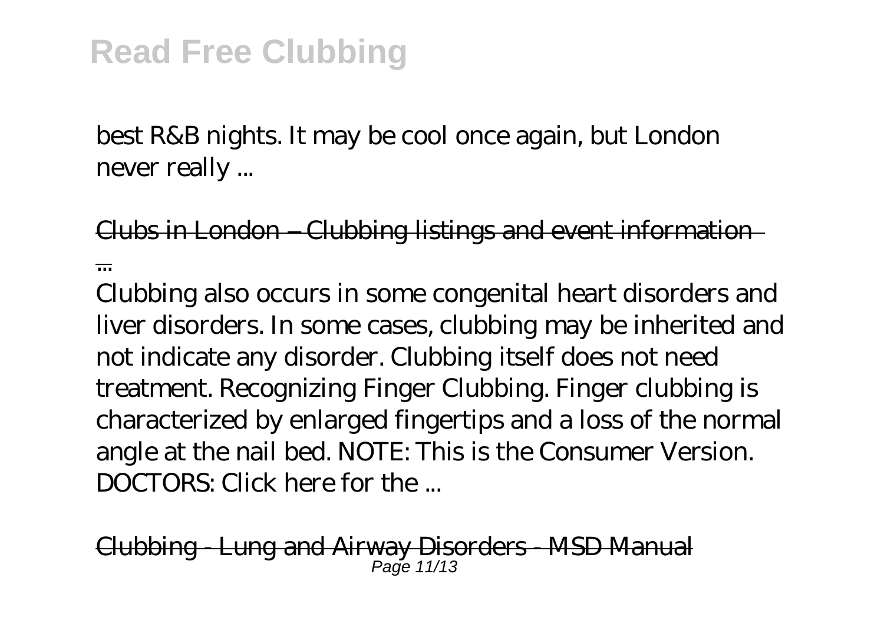best R&B nights. It may be cool once again, but London never really ...

Clubs in London – Clubbing listings and event information ...

Clubbing also occurs in some congenital heart disorders and liver disorders. In some cases, clubbing may be inherited and not indicate any disorder. Clubbing itself does not need treatment. Recognizing Finger Clubbing. Finger clubbing is characterized by enlarged fingertips and a loss of the normal angle at the nail bed. NOTE: This is the Consumer Version. DOCTORS: Click here for the ...

Clubbing - Lung and Airway Disorders - MSD Manual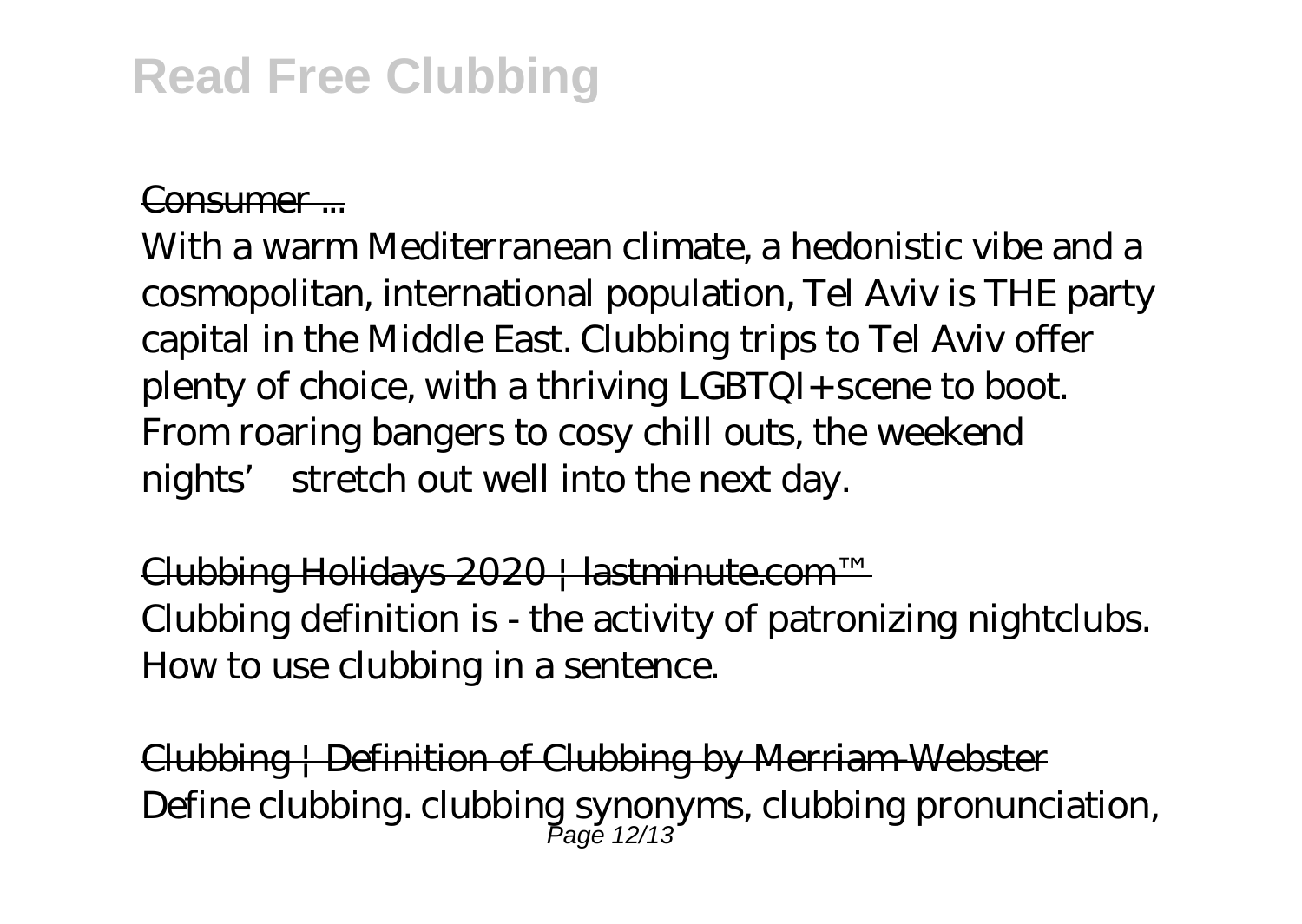Consumer ...

With a warm Mediterranean climate, a hedonistic vibe and a cosmopolitan, international population, Tel Aviv is THE party capital in the Middle East. Clubbing trips to Tel Aviv offer plenty of choice, with a thriving LGBTQI+ scene to boot. From roaring bangers to cosy chill outs, the weekend nights' stretch out well into the next day.

Clubbing Holidays 2020 | lastminute.com™

Clubbing definition is - the activity of patronizing nightclubs. How to use clubbing in a sentence.

Clubbing | Definition of Clubbing by Merriam-Webster

Define clubbing. clubbing synonyms, clubbing pronunciation,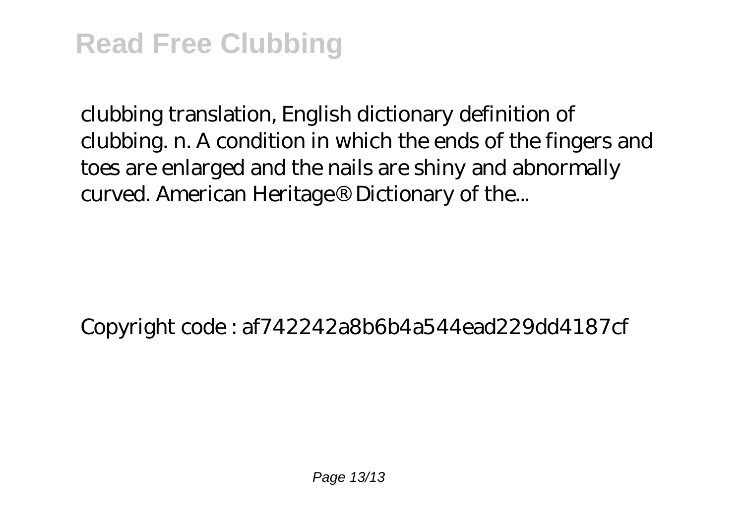clubbing translation, English dictionary definition of clubbing. n. A condition in which the ends of the fingers and toes are enlarged and the nails are shiny and abnormally curved. American Heritage® Dictionary of the...

Copyright code : af742242a8b6b4a544ead229dd4187cf